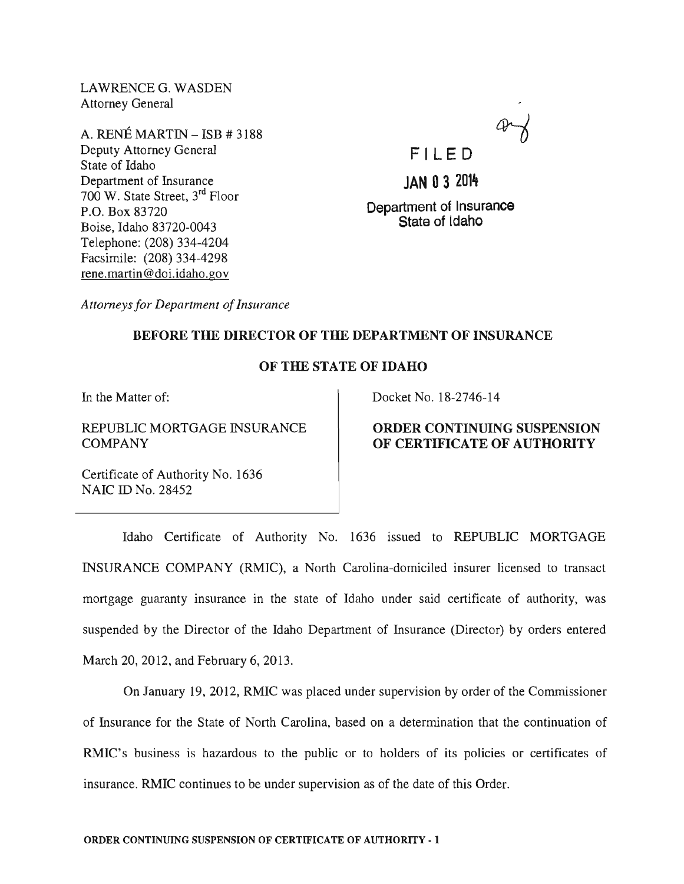LAWRENCE G. WASDEN
Attorney General

A. RENÉ MARTIN – ISB # 3188
Deputy Attorney General
State of Idaho
Department of Insurance
700 W. State Street, 3rd Floor
P.O. Box 83720
Boise, Idaho 83720-0043
Telephone: (208) 334-4204
Facsimile: (208) 334-4298
rene.martin@doi.idaho.gov

FILED

JAN 0 3 2014

Department of Insurance
State of Idaho

*Attorneys for Department of Insurance*

**BEFORE THE DIRECTOR OF THE DEPARTMENT OF INSURANCE**

**OF THE STATE OF IDAHO**

| | |
|---|---|
| In the Matter of:<br><br>REPUBLIC MORTGAGE INSURANCE COMPANY<br><br>Certificate of Authority No. 1636<br>NAIC ID No. 28452 | Docket No. 18-2746-14<br><br>**ORDER CONTINUING SUSPENSION OF CERTIFICATE OF AUTHORITY** |

Idaho Certificate of Authority No. 1636 issued to REPUBLIC MORTGAGE INSURANCE COMPANY (RMIC), a North Carolina-domiciled insurer licensed to transact mortgage guaranty insurance in the state of Idaho under said certificate of authority, was suspended by the Director of the Idaho Department of Insurance (Director) by orders entered March 20, 2012, and February 6, 2013.

On January 19, 2012, RMIC was placed under supervision by order of the Commissioner of Insurance for the State of North Carolina, based on a determination that the continuation of RMIC's business is hazardous to the public or to holders of its policies or certificates of insurance. RMIC continues to be under supervision as of the date of this Order.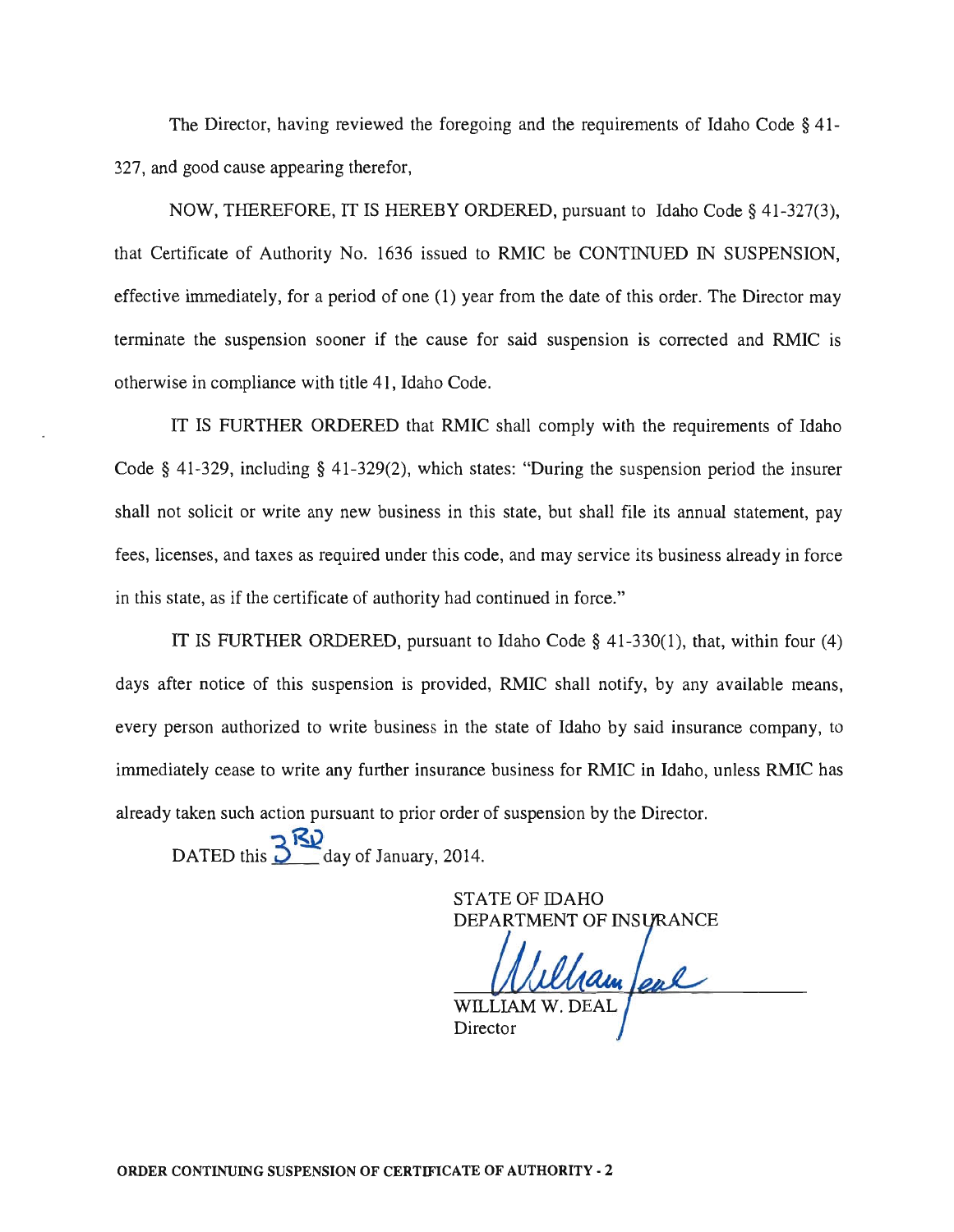The Director, having reviewed the foregoing and the requirements of Idaho Code § 41-327, and good cause appearing therefor,

NOW, THEREFORE, IT IS HEREBY ORDERED, pursuant to Idaho Code § 41-327(3), that Certificate of Authority No. 1636 issued to RMIC be CONTINUED IN SUSPENSION, effective immediately, for a period of one (1) year from the date of this order. The Director may terminate the suspension sooner if the cause for said suspension is corrected and RMIC is otherwise in compliance with title 41, Idaho Code.

IT IS FURTHER ORDERED that RMIC shall comply with the requirements of Idaho Code § 41-329, including § 41-329(2), which states: "During the suspension period the insurer shall not solicit or write any new business in this state, but shall file its annual statement, pay fees, licenses, and taxes as required under this code, and may service its business already in force in this state, as if the certificate of authority had continued in force."

IT IS FURTHER ORDERED, pursuant to Idaho Code § 41-330(1), that, within four (4) days after notice of this suspension is provided, RMIC shall notify, by any available means, every person authorized to write business in the state of Idaho by said insurance company, to immediately cease to write any further insurance business for RMIC in Idaho, unless RMIC has already taken such action pursuant to prior order of suspension by the Director.

DATED this 3RD day of January, 2014.

STATE OF IDAHO
DEPARTMENT OF INSURANCE

William Deal

WILLIAM W. DEAL
Director

**ORDER CONTINUING SUSPENSION OF CERTIFICATE OF AUTHORITY - 2**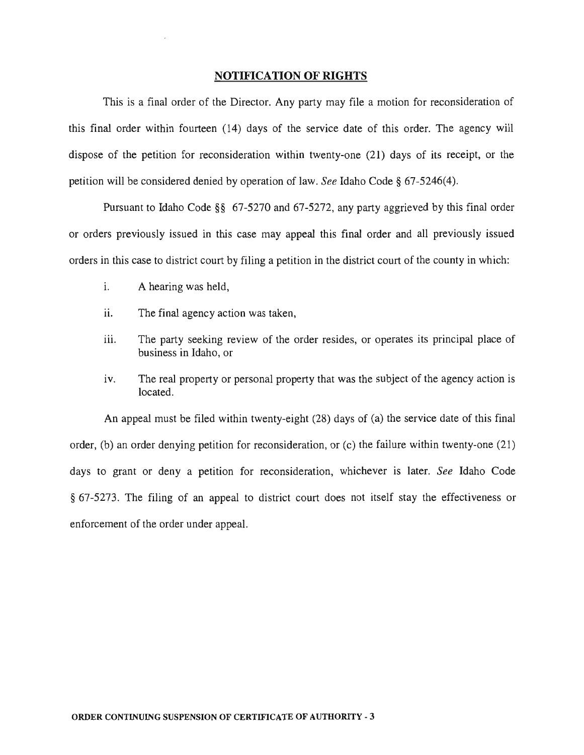## NOTIFICATION OF RIGHTS

This is a final order of the Director. Any party may file a motion for reconsideration of this final order within fourteen (14) days of the service date of this order. The agency will dispose of the petition for reconsideration within twenty-one (21) days of its receipt, or the petition will be considered denied by operation of law. *See* Idaho Code § 67-5246(4).

Pursuant to Idaho Code §§ 67-5270 and 67-5272, any party aggrieved by this final order or orders previously issued in this case may appeal this final order and all previously issued orders in this case to district court by filing a petition in the district court of the county in which:

i. A hearing was held,

ii. The final agency action was taken,

iii. The party seeking review of the order resides, or operates its principal place of business in Idaho, or

iv. The real property or personal property that was the subject of the agency action is located.

An appeal must be filed within twenty-eight (28) days of (a) the service date of this final order, (b) an order denying petition for reconsideration, or (c) the failure within twenty-one (21) days to grant or deny a petition for reconsideration, whichever is later. *See* Idaho Code § 67-5273. The filing of an appeal to district court does not itself stay the effectiveness or enforcement of the order under appeal.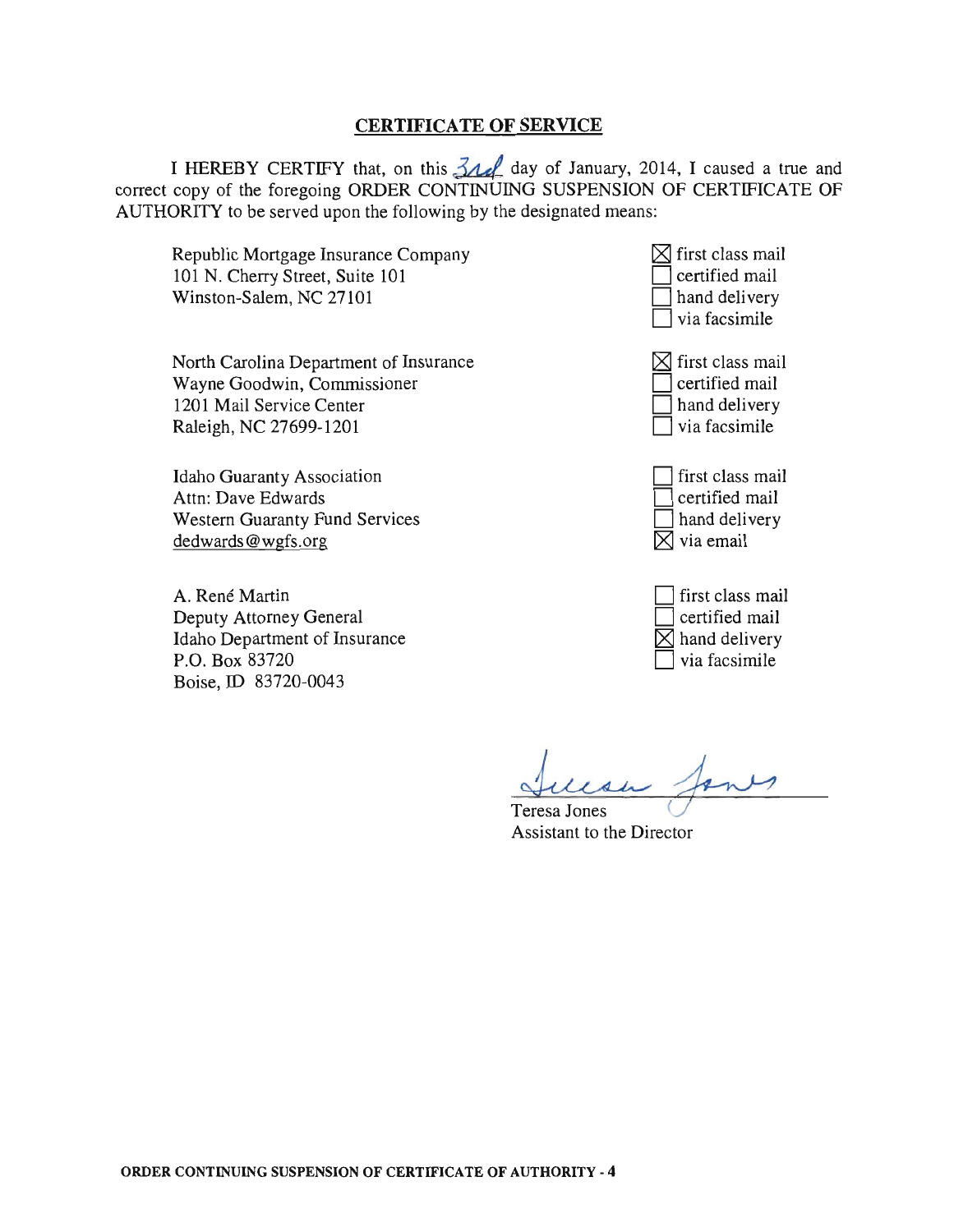## CERTIFICATE OF SERVICE

I HEREBY CERTIFY that, on this 3rd day of January, 2014, I caused a true and correct copy of the foregoing ORDER CONTINUING SUSPENSION OF CERTIFICATE OF AUTHORITY to be served upon the following by the designated means:

| | |
|---|---|
| Republic Mortgage Insurance Company<br>101 N. Cherry Street, Suite 101<br>Winston-Salem, NC 27101 | ☒ first class mail<br>☐ certified mail<br>☐ hand delivery<br>☐ via facsimile |
| North Carolina Department of Insurance<br>Wayne Goodwin, Commissioner<br>1201 Mail Service Center<br>Raleigh, NC 27699-1201 | ☒ first class mail<br>☐ certified mail<br>☐ hand delivery<br>☐ via facsimile |
| Idaho Guaranty Association<br>Attn: Dave Edwards<br>Western Guaranty Fund Services<br>dedwards@wgfs.org | ☐ first class mail<br>☐ certified mail<br>☐ hand delivery<br>☒ via email |
| A. René Martin<br>Deputy Attorney General<br>Idaho Department of Insurance<br>P.O. Box 83720<br>Boise, ID 83720-0043 | ☐ first class mail<br>☐ certified mail<br>☒ hand delivery<br>☐ via facsimile |

Teresa Jones
Assistant to the Director